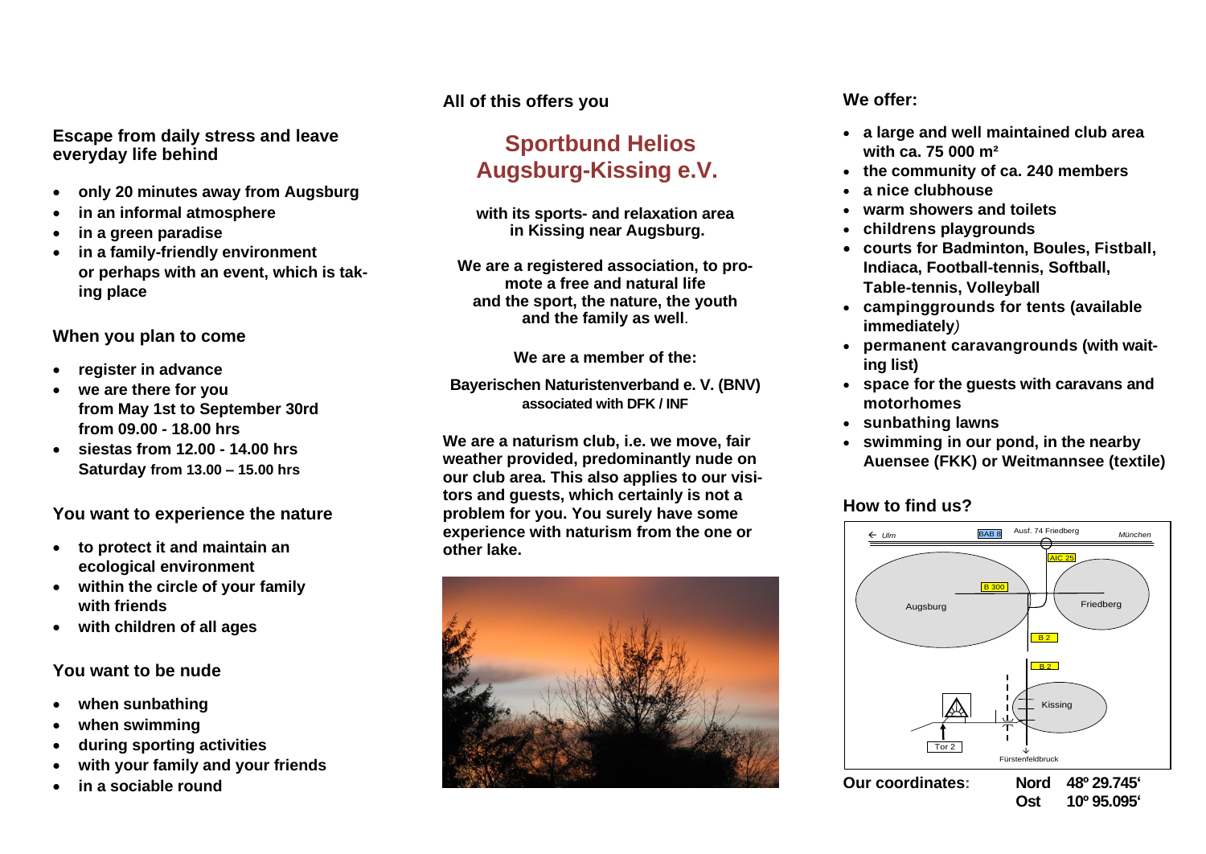## Escape from daily stress and leave everyday life behind

- only 20 minutes away from Augsburg
- in an informal atmosphere
- in a green paradise
- in a family-friendly environment or perhaps with an event, which is taking place

## When you plan to come

- register in advance
- we are there for you from May 1st to September 30rd from 09.00 - 18.00 hrs
- siestas from 12.00 - 14.00 hrs Saturday from 13.00 – 15.00 hrs

## You want to experience the nature

- to protect it and maintain an ecological environment
- within the circle of your family with friends
- with children of all ages

## You want to be nude

- when sunbathing
- when swimming
- during sporting activities
- with your family and your friends
- in a sociable round

**All of this offers you**

# Sportbund Helios Augsburg-Kissing e.V.

**with its sports- and relaxation area in Kissing near Augsburg.**

**We are a registered association, to promote a free and natural life and the sport, the nature, the youth and the family as well.**

**We are a member of the:**

**Bayerischen Naturistenverband e. V. (BNV) associated with DFK / INF**

**We are a naturism club, i.e. we move, fair weather provided, predominantly nude on our club area. This also applies to our visitors and guests, which certainly is not a problem for you. You surely have some experience with naturism from the one or other lake.**

## We offer:

- a large and well maintained club area with ca. 75 000 m²
- the community of ca. 240 members
- a nice clubhouse
- warm showers and toilets
- childrens playgrounds
- courts for Badminton, Boules, Fistball, Indiaca, Football-tennis, Softball, Table-tennis, Volleyball
- campinggrounds for tents (available immediately)
- permanent caravangrounds (with waiting list)
- space for the guests with caravans and motorhomes
- sunbathing lawns
- swimming in our pond, in the nearby Auensee (FKK) or Weitmannsee (textile)

## How to find us?

**Our coordinates:** Nord 48º 29.745' Ost 10º 95.095'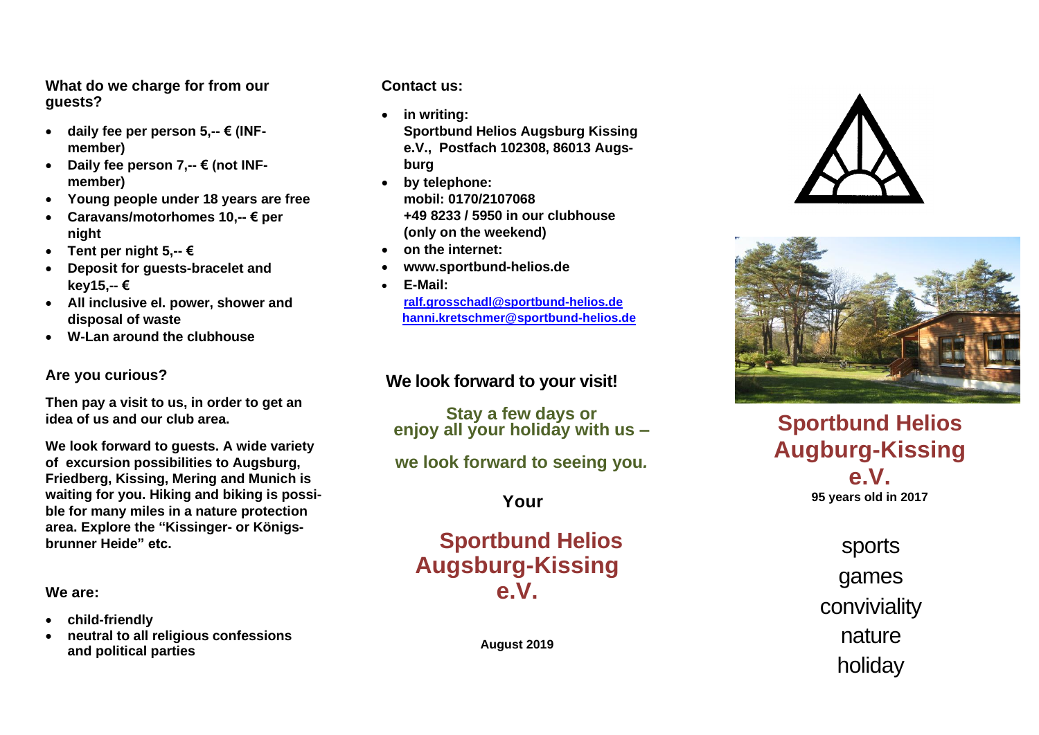**What do we charge for from our guests?**

- **daily fee per person 5,-- € (INF-member)**
- **Daily fee person 7,-- € (not INF-member)**
- **Young people under 18 years are free**
- **Caravans/motorhomes 10,-- € per night**
- **Tent per night 5,-- €**
- **Deposit for guests-bracelet and key15,-- €**
- **All inclusive el. power, shower and disposal of waste**
- **W-Lan around the clubhouse**

**Are you curious?**

**Then pay a visit to us, in order to get an idea of us and our club area.**

**We look forward to guests. A wide variety of excursion possibilities to Augsburg, Friedberg, Kissing, Mering and Munich is waiting for you. Hiking and biking is possible for many miles in a nature protection area. Explore the "Kissinger- or Königsbrunner Heide" etc.**

**We are:**

- **child-friendly**
- **neutral to all religious confessions and political parties**

**Contact us:**

- **in writing:**
  **Sportbund Helios Augsburg Kissing e.V., Postfach 102308, 86013 Augsburg**
- **by telephone:**
  **mobil: 0170/2107068**
  **+49 8233 / 5950 in our clubhouse (only on the weekend)**
- **on the internet:**
- **www.sportbund-helios.de**
- **E-Mail:**
  **ralf.grosschadl@sportbund-helios.de**
  **hanni.kretschmer@sportbund-helios.de**

**We look forward to your visit!**

**Stay a few days or enjoy all your holiday with us –**

**we look forward to seeing you.**

**Your**

**Sportbund Helios Augsburg-Kissing e.V.**

**August 2019**

## Sportbund Helios Augburg-Kissing e.V.

**95 years old in 2017**

sports
games
conviviality
nature
holiday